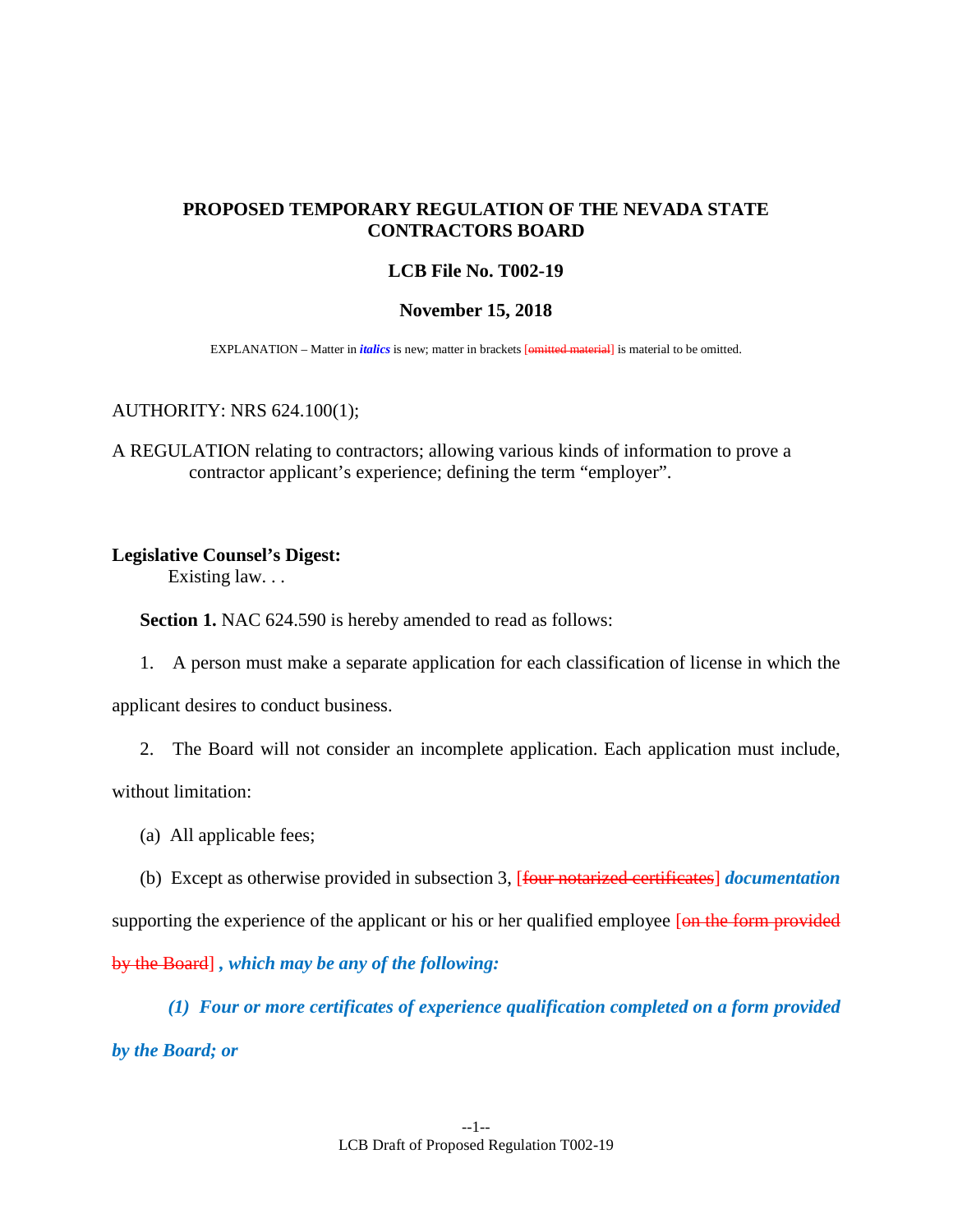**PROPOSED TEMPORARY REGULATION OF THE NEVADA STATE CONTRACTORS BOARD**

**LCB File No. T002-19**

**November 15, 2018**

EXPLANATION – Matter in ***italics*** is new; matter in brackets [~~omitted material~~] is material to be omitted.

AUTHORITY: NRS 624.100(1);

A REGULATION relating to contractors; allowing various kinds of information to prove a contractor applicant's experience; defining the term "employer".

**Legislative Counsel's Digest:**

Existing law. . .

**Section 1.** NAC 624.590 is hereby amended to read as follows:

1. A person must make a separate application for each classification of license in which the applicant desires to conduct business.

2. The Board will not consider an incomplete application. Each application must include, without limitation:

(a) All applicable fees;

(b) Except as otherwise provided in subsection 3, [~~four notarized certificates~~] ***documentation*** supporting the experience of the applicant or his or her qualified employee [~~on the form provided by the Board~~] ***, which may be any of the following:***

***(1) Four or more certificates of experience qualification completed on a form provided by the Board; or***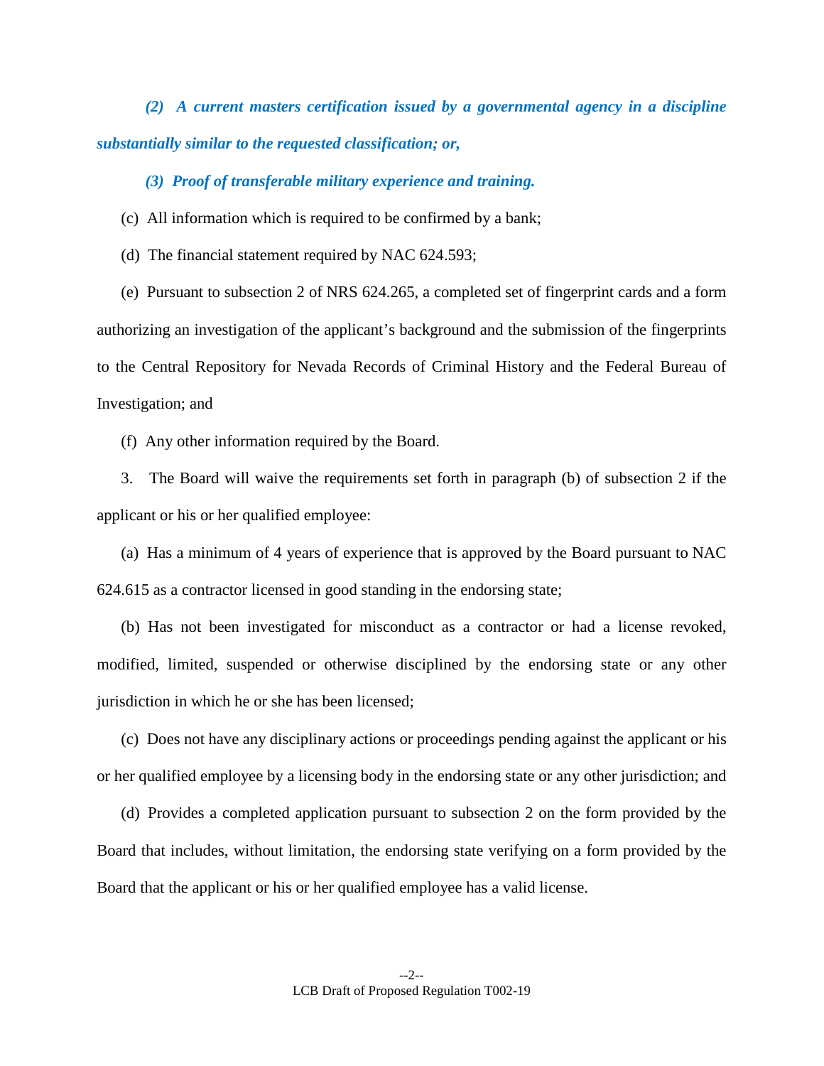***(2) A current masters certification issued by a governmental agency in a discipline substantially similar to the requested classification; or,***

***(3) Proof of transferable military experience and training.***

(c) All information which is required to be confirmed by a bank;

(d) The financial statement required by NAC 624.593;

(e) Pursuant to subsection 2 of NRS 624.265, a completed set of fingerprint cards and a form authorizing an investigation of the applicant's background and the submission of the fingerprints to the Central Repository for Nevada Records of Criminal History and the Federal Bureau of Investigation; and

(f) Any other information required by the Board.

3. The Board will waive the requirements set forth in paragraph (b) of subsection 2 if the applicant or his or her qualified employee:

(a) Has a minimum of 4 years of experience that is approved by the Board pursuant to NAC 624.615 as a contractor licensed in good standing in the endorsing state;

(b) Has not been investigated for misconduct as a contractor or had a license revoked, modified, limited, suspended or otherwise disciplined by the endorsing state or any other jurisdiction in which he or she has been licensed;

(c) Does not have any disciplinary actions or proceedings pending against the applicant or his or her qualified employee by a licensing body in the endorsing state or any other jurisdiction; and

(d) Provides a completed application pursuant to subsection 2 on the form provided by the Board that includes, without limitation, the endorsing state verifying on a form provided by the Board that the applicant or his or her qualified employee has a valid license.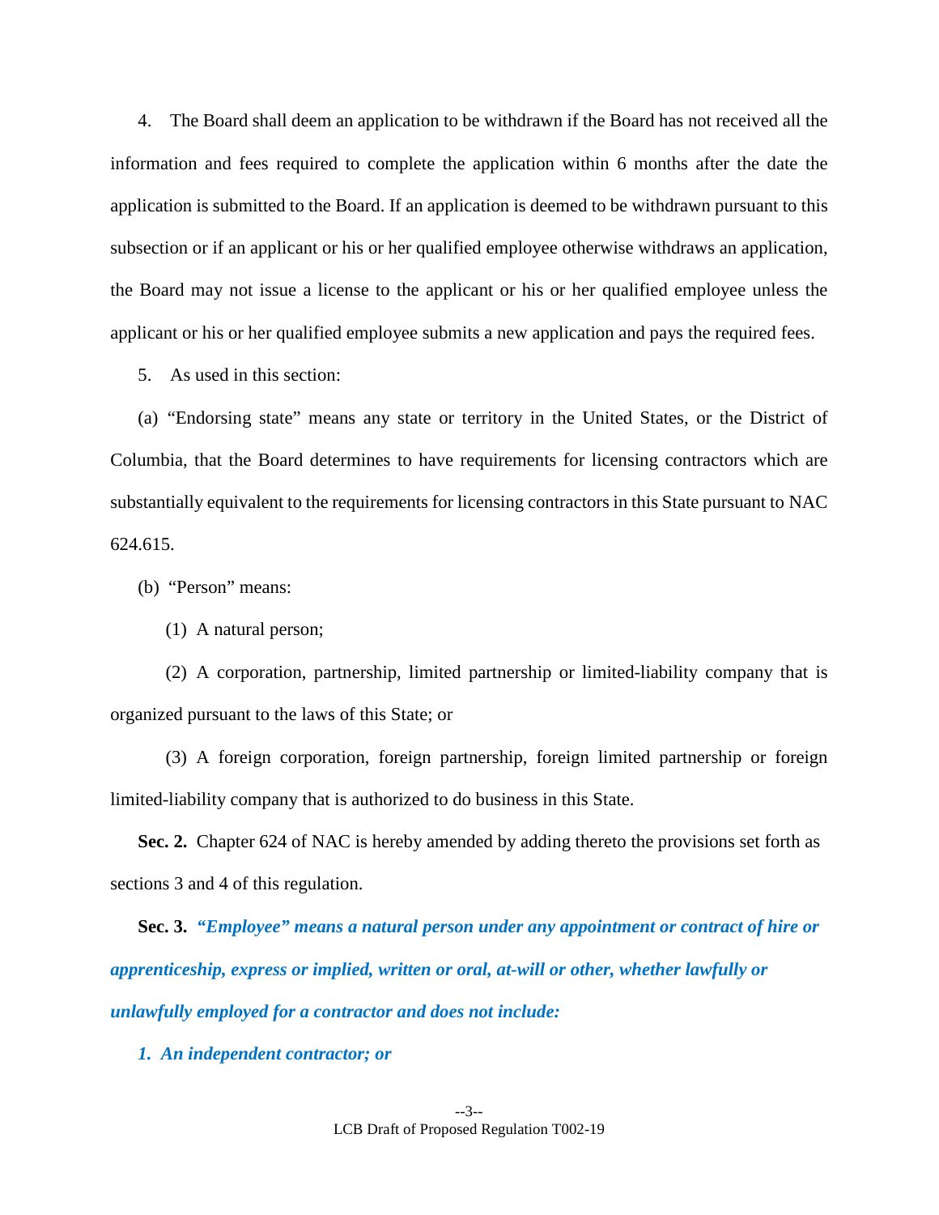4. The Board shall deem an application to be withdrawn if the Board has not received all the information and fees required to complete the application within 6 months after the date the application is submitted to the Board. If an application is deemed to be withdrawn pursuant to this subsection or if an applicant or his or her qualified employee otherwise withdraws an application, the Board may not issue a license to the applicant or his or her qualified employee unless the applicant or his or her qualified employee submits a new application and pays the required fees.

5. As used in this section:

(a) "Endorsing state" means any state or territory in the United States, or the District of Columbia, that the Board determines to have requirements for licensing contractors which are substantially equivalent to the requirements for licensing contractors in this State pursuant to NAC 624.615.

(b) "Person" means:

(1) A natural person;

(2) A corporation, partnership, limited partnership or limited-liability company that is organized pursuant to the laws of this State; or

(3) A foreign corporation, foreign partnership, foreign limited partnership or foreign limited-liability company that is authorized to do business in this State.

**Sec. 2.** Chapter 624 of NAC is hereby amended by adding thereto the provisions set forth as sections 3 and 4 of this regulation.

**Sec. 3.** ***"Employee" means a natural person under any appointment or contract of hire or apprenticeship, express or implied, written or oral, at-will or other, whether lawfully or unlawfully employed for a contractor and does not include:***

***1. An independent contractor; or***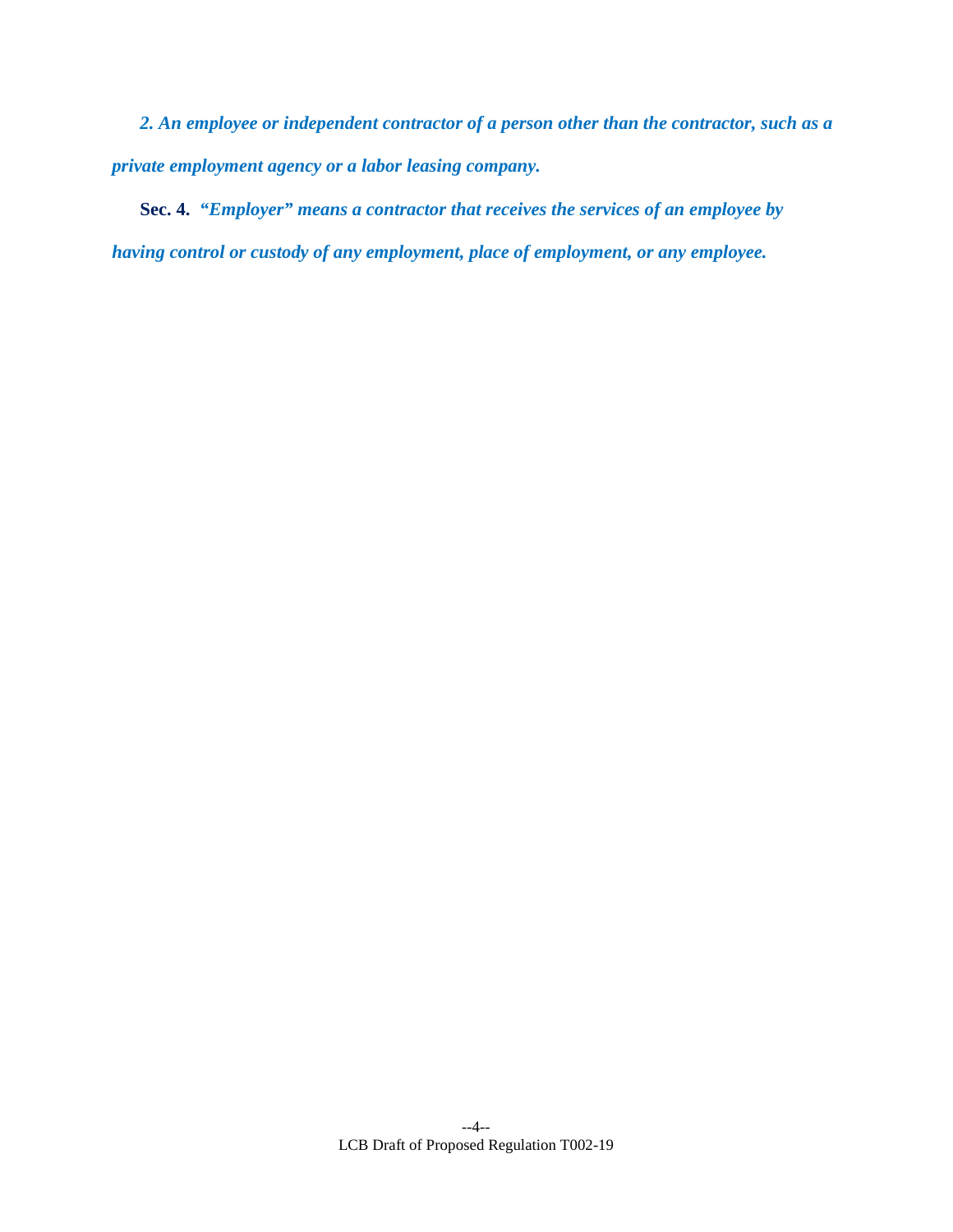*2. An employee or independent contractor of a person other than the contractor, such as a private employment agency or a labor leasing company.*

**Sec. 4.** *"Employer" means a contractor that receives the services of an employee by having control or custody of any employment, place of employment, or any employee.*